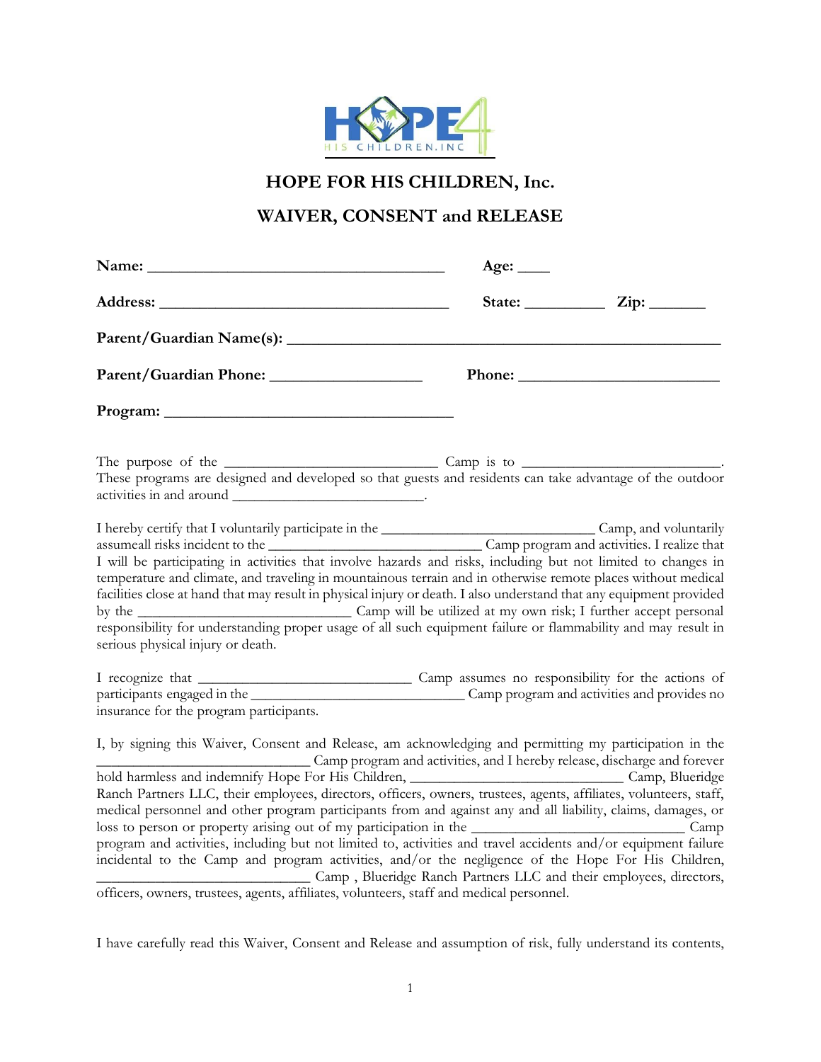# HOPE FOR HIS CHILDREN, Inc.

## WAIVER, CONSENT and RELEASE

**Name:** ______________________________________ **Age:** ____

**Address:** _____________________________________ **State:** __________ **Zip:** _______

**Parent/Guardian Name(s):** _______________________________________________________

**Parent/Guardian Phone:** ___________________ **Phone:** _________________________

**Program:** _____________________________________

The purpose of the ____________________________ Camp is to _________________________. These programs are designed and developed so that guests and residents can take advantage of the outdoor activities in and around _________________________.

I hereby certify that I voluntarily participate in the ____________________________ Camp, and voluntarily assumeall risks incident to the ____________________________ Camp program and activities. I realize that I will be participating in activities that involve hazards and risks, including but not limited to changes in temperature and climate, and traveling in mountainous terrain and in otherwise remote places without medical facilities close at hand that may result in physical injury or death. I also understand that any equipment provided by the ____________________________ Camp will be utilized at my own risk; I further accept personal responsibility for understanding proper usage of all such equipment failure or flammability and may result in serious physical injury or death.

I recognize that ____________________________ Camp assumes no responsibility for the actions of participants engaged in the ____________________________ Camp program and activities and provides no insurance for the program participants.

I, by signing this Waiver, Consent and Release, am acknowledging and permitting my participation in the ____________________________ Camp program and activities, and I hereby release, discharge and forever hold harmless and indemnify Hope For His Children, ____________________________ Camp, Blueridge Ranch Partners LLC, their employees, directors, officers, owners, trustees, agents, affiliates, volunteers, staff, medical personnel and other program participants from and against any and all liability, claims, damages, or loss to person or property arising out of my participation in the ____________________________ Camp program and activities, including but not limited to, activities and travel accidents and/or equipment failure incidental to the Camp and program activities, and/or the negligence of the Hope For His Children, ____________________________ Camp , Blueridge Ranch Partners LLC and their employees, directors, officers, owners, trustees, agents, affiliates, volunteers, staff and medical personnel.

I have carefully read this Waiver, Consent and Release and assumption of risk, fully understand its contents,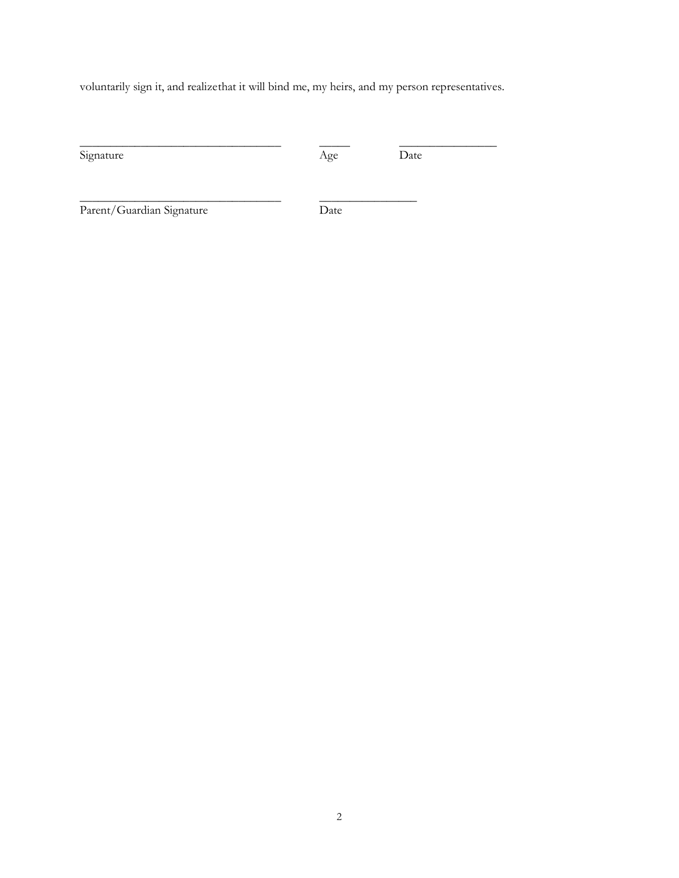voluntarily sign it, and realizethat it will bind me, my heirs, and my person representatives.

\_\_\_\_\_\_\_\_\_\_\_\_\_\_\_\_\_\_\_\_\_\_\_\_\_\_\_\_\_\_\_\_\_\_ \_\_\_\_\_ \_\_\_\_\_\_\_\_\_\_\_\_\_\_\_\_
Signature Age Date

\_\_\_\_\_\_\_\_\_\_\_\_\_\_\_\_\_\_\_\_\_\_\_\_\_\_\_\_\_\_\_\_\_\_ \_\_\_\_\_\_\_\_\_\_\_\_\_\_\_\_
Parent/Guardian Signature Date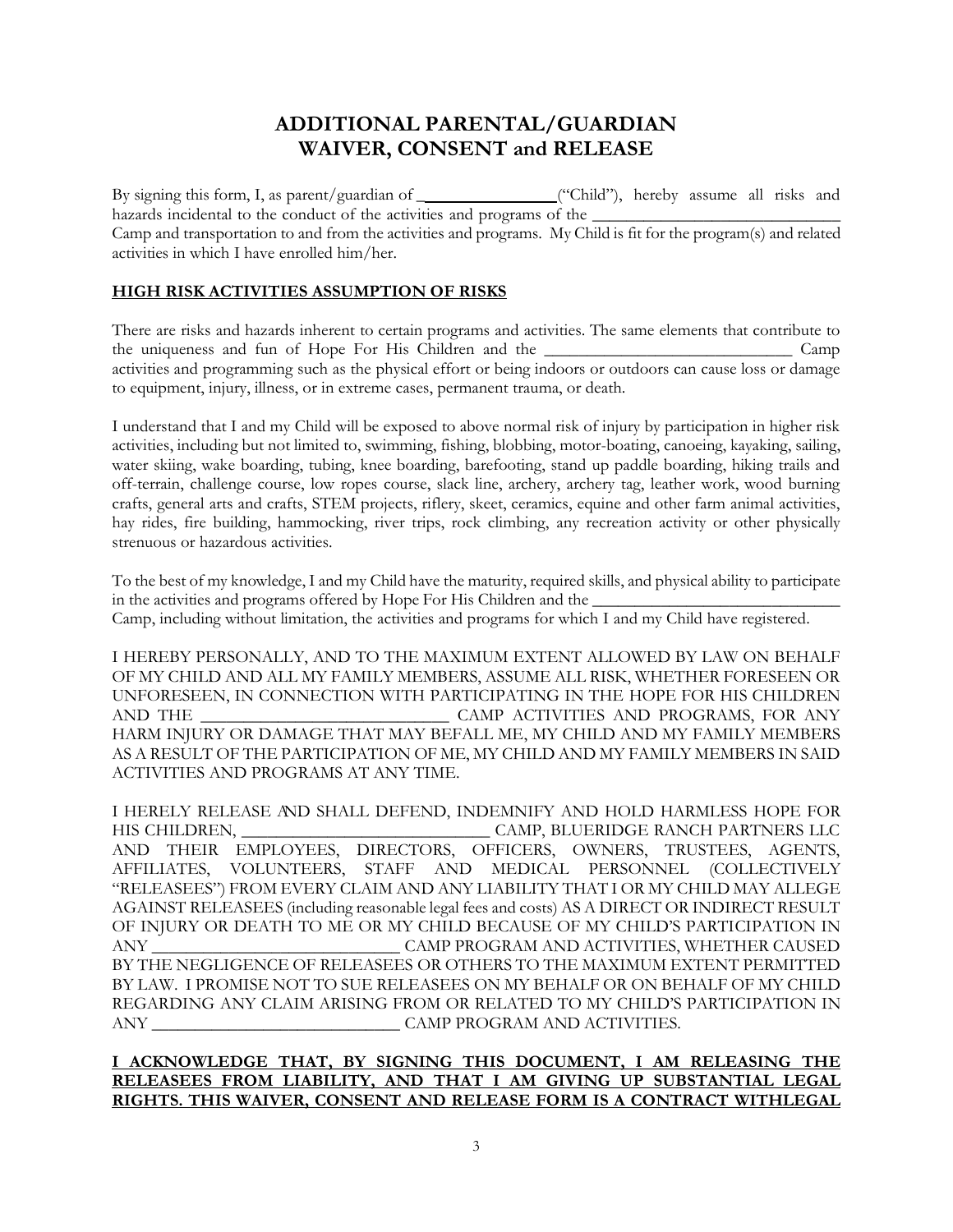# ADDITIONAL PARENTAL/GUARDIAN WAIVER, CONSENT and RELEASE

By signing this form, I, as parent/guardian of \_\_\_\_\_\_\_\_\_\_\_\_\_\_\_\_ ("Child"), hereby assume all risks and hazards incidental to the conduct of the activities and programs of the \_\_\_\_\_\_\_\_\_\_\_\_\_\_\_\_\_\_\_\_\_\_\_\_\_\_\_\_\_\_ Camp and transportation to and from the activities and programs. My Child is fit for the program(s) and related activities in which I have enrolled him/her.

**HIGH RISK ACTIVITIES ASSUMPTION OF RISKS**

There are risks and hazards inherent to certain programs and activities. The same elements that contribute to the uniqueness and fun of Hope For His Children and the \_\_\_\_\_\_\_\_\_\_\_\_\_\_\_\_\_\_\_\_\_\_\_\_\_\_\_\_\_\_ Camp activities and programming such as the physical effort or being indoors or outdoors can cause loss or damage to equipment, injury, illness, or in extreme cases, permanent trauma, or death.

I understand that I and my Child will be exposed to above normal risk of injury by participation in higher risk activities, including but not limited to, swimming, fishing, blobbing, motor-boating, canoeing, kayaking, sailing, water skiing, wake boarding, tubing, knee boarding, barefooting, stand up paddle boarding, hiking trails and off-terrain, challenge course, low ropes course, slack line, archery, archery tag, leather work, wood burning crafts, general arts and crafts, STEM projects, riflery, skeet, ceramics, equine and other farm animal activities, hay rides, fire building, hammocking, river trips, rock climbing, any recreation activity or other physically strenuous or hazardous activities.

To the best of my knowledge, I and my Child have the maturity, required skills, and physical ability to participate in the activities and programs offered by Hope For His Children and the \_\_\_\_\_\_\_\_\_\_\_\_\_\_\_\_\_\_\_\_\_\_\_\_\_\_\_\_\_\_ Camp, including without limitation, the activities and programs for which I and my Child have registered.

I HEREBY PERSONALLY, AND TO THE MAXIMUM EXTENT ALLOWED BY LAW ON BEHALF OF MY CHILD AND ALL MY FAMILY MEMBERS, ASSUME ALL RISK, WHETHER FORESEEN OR UNFORESEEN, IN CONNECTION WITH PARTICIPATING IN THE HOPE FOR HIS CHILDREN AND THE \_\_\_\_\_\_\_\_\_\_\_\_\_\_\_\_\_\_\_\_\_\_\_\_\_\_\_\_\_\_ CAMP ACTIVITIES AND PROGRAMS, FOR ANY HARM INJURY OR DAMAGE THAT MAY BEFALL ME, MY CHILD AND MY FAMILY MEMBERS AS A RESULT OF THE PARTICIPATION OF ME, MY CHILD AND MY FAMILY MEMBERS IN SAID ACTIVITIES AND PROGRAMS AT ANY TIME.

I HERELY RELEASE AND SHALL DEFEND, INDEMNIFY AND HOLD HARMLESS HOPE FOR HIS CHILDREN, \_\_\_\_\_\_\_\_\_\_\_\_\_\_\_\_\_\_\_\_\_\_\_\_\_\_\_\_\_\_ CAMP, BLUERIDGE RANCH PARTNERS LLC AND THEIR EMPLOYEES, DIRECTORS, OFFICERS, OWNERS, TRUSTEES, AGENTS, AFFILIATES, VOLUNTEERS, STAFF AND MEDICAL PERSONNEL (COLLECTIVELY "RELEASEES") FROM EVERY CLAIM AND ANY LIABILITY THAT I OR MY CHILD MAY ALLEGE AGAINST RELEASEES (including reasonable legal fees and costs) AS A DIRECT OR INDIRECT RESULT OF INJURY OR DEATH TO ME OR MY CHILD BECAUSE OF MY CHILD'S PARTICIPATION IN ANY \_\_\_\_\_\_\_\_\_\_\_\_\_\_\_\_\_\_\_\_\_\_\_\_\_\_\_\_\_\_ CAMP PROGRAM AND ACTIVITIES, WHETHER CAUSED BY THE NEGLIGENCE OF RELEASEES OR OTHERS TO THE MAXIMUM EXTENT PERMITTED BY LAW. I PROMISE NOT TO SUE RELEASEES ON MY BEHALF OR ON BEHALF OF MY CHILD REGARDING ANY CLAIM ARISING FROM OR RELATED TO MY CHILD'S PARTICIPATION IN ANY \_\_\_\_\_\_\_\_\_\_\_\_\_\_\_\_\_\_\_\_\_\_\_\_\_\_\_\_\_\_ CAMP PROGRAM AND ACTIVITIES.

**I ACKNOWLEDGE THAT, BY SIGNING THIS DOCUMENT, I AM RELEASING THE RELEASEES FROM LIABILITY, AND THAT I AM GIVING UP SUBSTANTIAL LEGAL RIGHTS. THIS WAIVER, CONSENT AND RELEASE FORM IS A CONTRACT WITHLEGAL**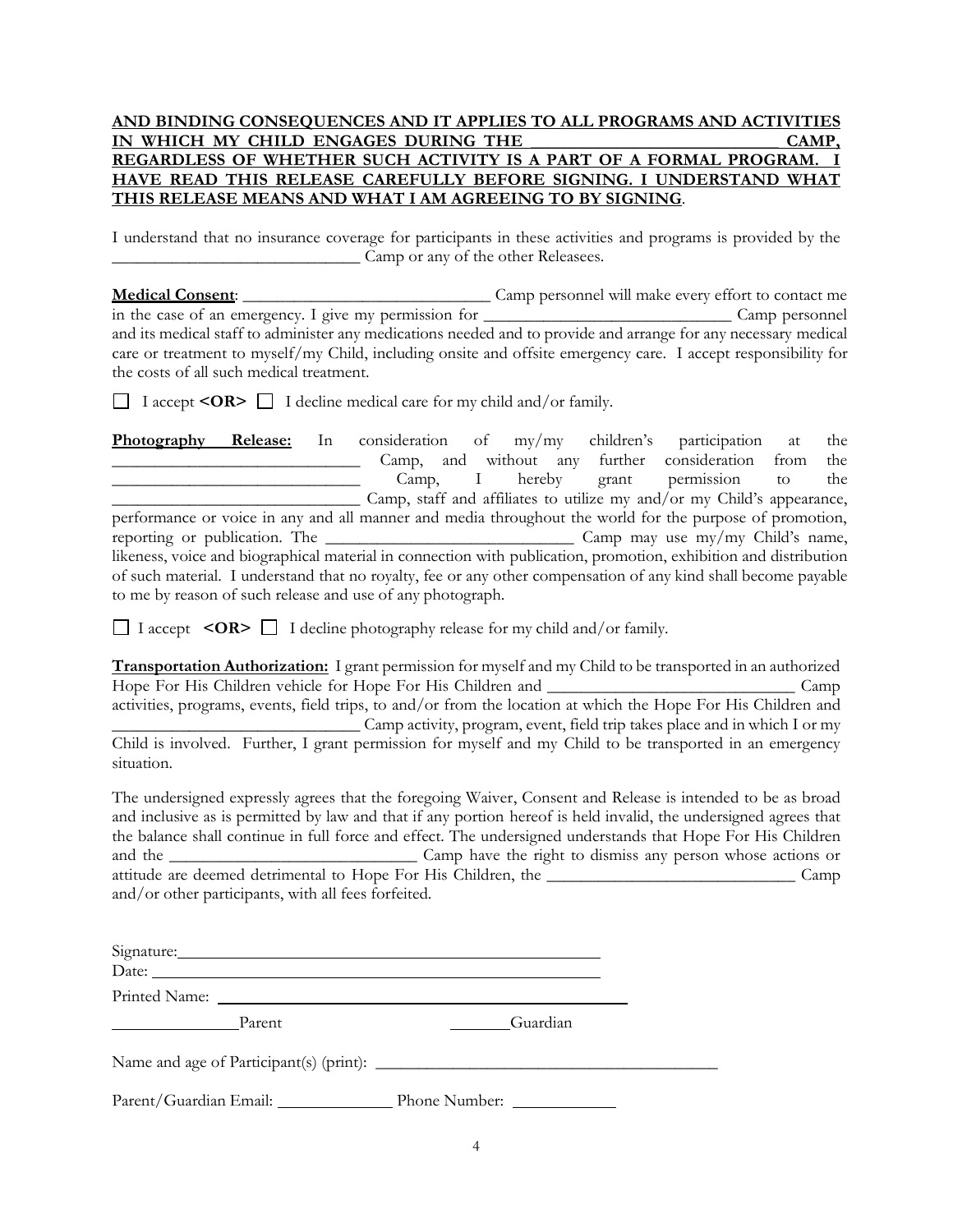**AND BINDING CONSEQUENCES AND IT APPLIES TO ALL PROGRAMS AND ACTIVITIES IN WHICH MY CHILD ENGAGES DURING THE _____________________________ CAMP, REGARDLESS OF WHETHER SUCH ACTIVITY IS A PART OF A FORMAL PROGRAM. I HAVE READ THIS RELEASE CAREFULLY BEFORE SIGNING. I UNDERSTAND WHAT THIS RELEASE MEANS AND WHAT I AM AGREEING TO BY SIGNING**.

I understand that no insurance coverage for participants in these activities and programs is provided by the _____________________________ Camp or any of the other Releasees.

**Medical Consent**: _____________________________ Camp personnel will make every effort to contact me in the case of an emergency. I give my permission for _____________________________ Camp personnel and its medical staff to administer any medications needed and to provide and arrange for any necessary medical care or treatment to myself/my Child, including onsite and offsite emergency care. I accept responsibility for the costs of all such medical treatment.

☐ I accept **<OR>** ☐ I decline medical care for my child and/or family.

**Photography Release:** In consideration of my/my children's participation at the _____________________________ Camp, and without any further consideration from the _____________________________ Camp, I hereby grant permission to the _____________________________ Camp, staff and affiliates to utilize my and/or my Child's appearance, performance or voice in any and all manner and media throughout the world for the purpose of promotion, reporting or publication. The _____________________________ Camp may use my/my Child's name, likeness, voice and biographical material in connection with publication, promotion, exhibition and distribution of such material. I understand that no royalty, fee or any other compensation of any kind shall become payable to me by reason of such release and use of any photograph.

☐ I accept **<OR>** ☐ I decline photography release for my child and/or family.

**Transportation Authorization:** I grant permission for myself and my Child to be transported in an authorized Hope For His Children vehicle for Hope For His Children and _____________________________ Camp activities, programs, events, field trips, to and/or from the location at which the Hope For His Children and _____________________________ Camp activity, program, event, field trip takes place and in which I or my Child is involved. Further, I grant permission for myself and my Child to be transported in an emergency situation.

The undersigned expressly agrees that the foregoing Waiver, Consent and Release is intended to be as broad and inclusive as is permitted by law and that if any portion hereof is held invalid, the undersigned agrees that the balance shall continue in full force and effect. The undersigned understands that Hope For His Children and the _____________________________ Camp have the right to dismiss any person whose actions or attitude are deemed detrimental to Hope For His Children, the _____________________________ Camp and/or other participants, with all fees forfeited.

Signature: _____________________________

Date: _____________________________

Printed Name: _____________________________

_______________Parent                _______Guardian

Name and age of Participant(s) (print): _____________________________

Parent/Guardian Email: ______________ Phone Number: ____________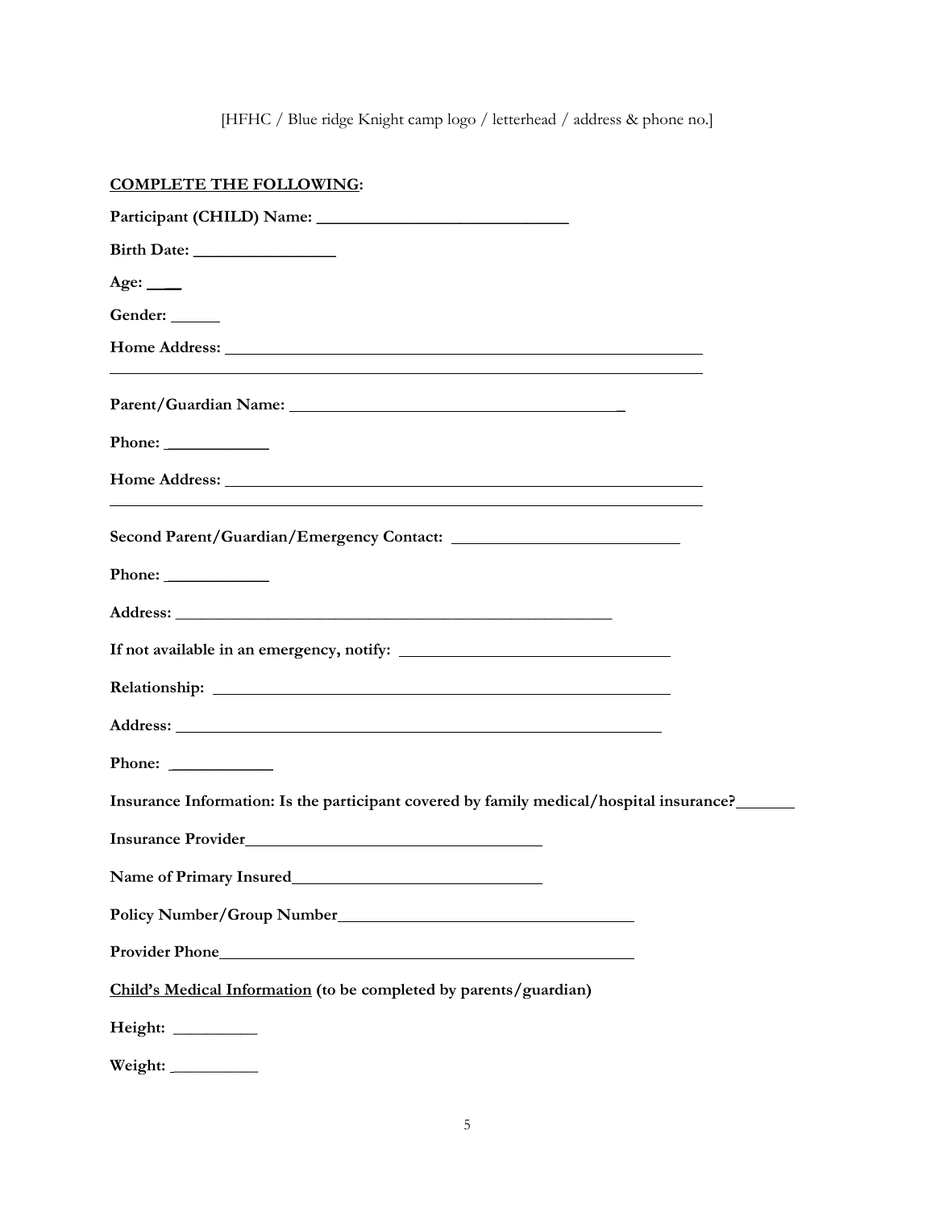[HFHC / Blue ridge Knight camp logo / letterhead / address & phone no.]

**<u>COMPLETE THE FOLLOWING</u>:**

**Participant (CHILD) Name:** ______________________________

**Birth Date:** ________________

**Age:** ____

**Gender:** ______

**Home Address:** ____________________________________________________________

____________________________________________________________________________

**Parent/Guardian Name:** ________________________________________

**Phone:** ____________

**Home Address:** ____________________________________________________________

____________________________________________________________________________

**Second Parent/Guardian/Emergency Contact:** ___________________________

**Phone:** ____________

**Address:** ______________________________________________________

**If not available in an emergency, notify:** _______________________________

**Relationship:** ______________________________________________________

**Address:** __________________________________________________________

**Phone:** ____________

**Insurance Information: Is the participant covered by family medical/hospital insurance?** _______

**Insurance Provider** ___________________________________

**Name of Primary Insured** ______________________________

**Policy Number/Group Number** ___________________________________

**Provider Phone** ___________________________________________________

**<u>Child's Medical Information</u> (to be completed by parents/guardian)**

**Height:** _________

**Weight:** __________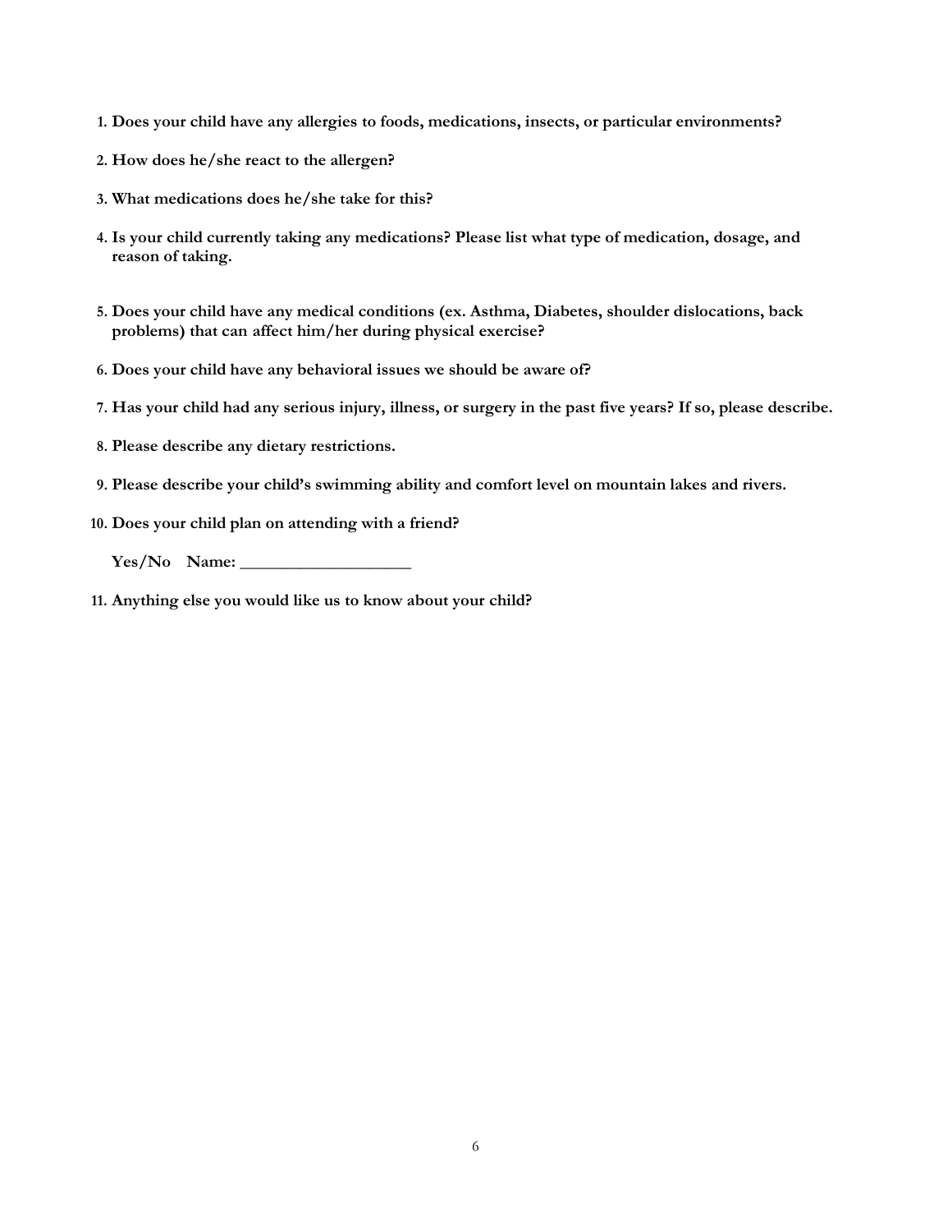1. **Does your child have any allergies to foods, medications, insects, or particular environments?**

2. **How does he/she react to the allergen?**

3. **What medications does he/she take for this?**

4. **Is your child currently taking any medications? Please list what type of medication, dosage, and reason of taking.**

5. **Does your child have any medical conditions (ex. Asthma, Diabetes, shoulder dislocations, back problems) that can affect him/her during physical exercise?**

6. **Does your child have any behavioral issues we should be aware of?**

7. **Has your child had any serious injury, illness, or surgery in the past five years? If so, please describe.**

8. **Please describe any dietary restrictions.**

9. **Please describe your child's swimming ability and comfort level on mountain lakes and rivers.**

10. **Does your child plan on attending with a friend?**

    **Yes/No  Name: ___________________**

11. **Anything else you would like us to know about your child?**